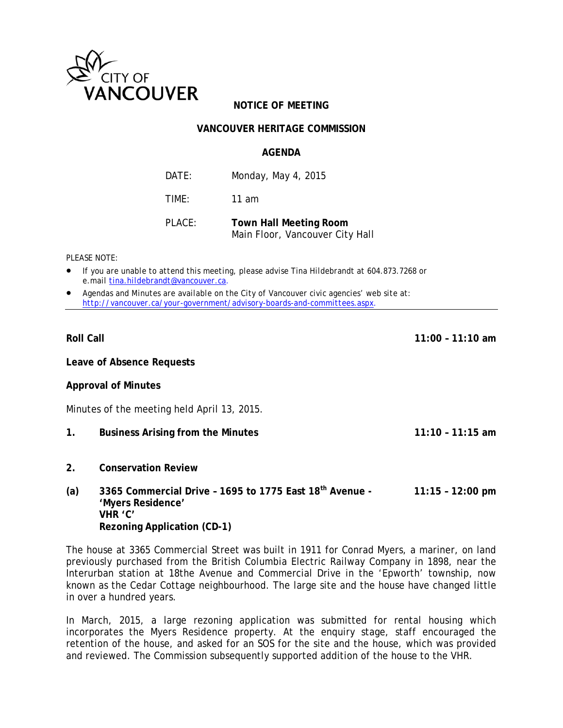CITY OF VANCOUVER

# NOTICE OF MEETING

## VANCOUVER HERITAGE COMMISSION

### AGENDA

DATE: Monday, May 4, 2015

TIME: 11 am

PLACE: **Town Hall Meeting Room**
Main Floor, Vancouver City Hall

PLEASE NOTE:

- If you are unable to attend this meeting, please advise Tina Hildebrandt at 604.873.7268 or e.mail tina.hildebrandt@vancouver.ca.
- Agendas and Minutes are available on the City of Vancouver civic agencies' web site at: http://vancouver.ca/your-government/advisory-boards-and-committees.aspx.

---

**Roll Call** **11:00 – 11:10 am**

**Leave of Absence Requests**

**Approval of Minutes**

Minutes of the meeting held April 13, 2015.

**1. Business Arising from the Minutes** **11:10 – 11:15 am**

**2. Conservation Review**

**(a) 3365 Commercial Drive – 1695 to 1775 East 18th Avenue - 'Myers Residence' VHR 'C' Rezoning Application (CD-1)** **11:15 – 12:00 pm**

The house at 3365 Commercial Street was built in 1911 for Conrad Myers, a mariner, on land previously purchased from the British Columbia Electric Railway Company in 1898, near the Interurban station at 18the Avenue and Commercial Drive in the 'Epworth' township, now known as the Cedar Cottage neighbourhood. The large site and the house have changed little in over a hundred years.

In March, 2015, a large rezoning application was submitted for rental housing which incorporates the Myers Residence property. At the enquiry stage, staff encouraged the retention of the house, and asked for an SOS for the site and the house, which was provided and reviewed. The Commission subsequently supported addition of the house to the VHR.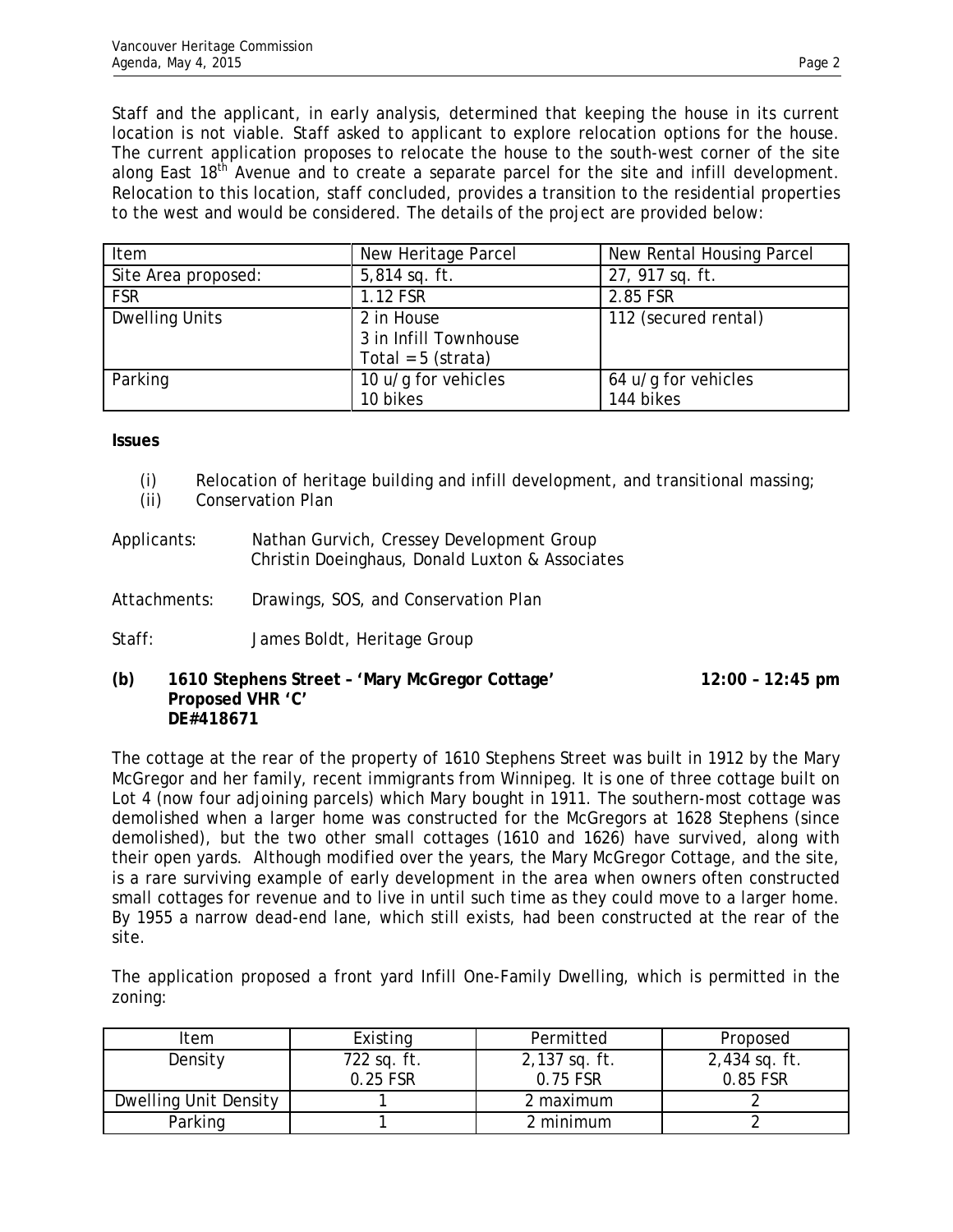Staff and the applicant, in early analysis, determined that keeping the house in its current location is not viable. Staff asked to applicant to explore relocation options for the house. The current application proposes to relocate the house to the south-west corner of the site along East 18th Avenue and to create a separate parcel for the site and infill development. Relocation to this location, staff concluded, provides a transition to the residential properties to the west and would be considered. The details of the project are provided below:

| Item | New Heritage Parcel | New Rental Housing Parcel |
|---|---|---|
| Site Area proposed: | 5,814 sq. ft. | 27, 917 sq. ft. |
| FSR | 1.12 FSR | 2.85 FSR |
| Dwelling Units | 2 in House<br>3 in Infill Townhouse<br>Total = 5 (strata) | 112 (secured rental) |
| Parking | 10 u/g for vehicles<br>10 bikes | 64 u/g for vehicles<br>144 bikes |

**Issues**

(i) Relocation of heritage building and infill development, and transitional massing;
(ii) Conservation Plan

Applicants: Nathan Gurvich, Cressey Development Group
Christin Doeinghaus, Donald Luxton & Associates

Attachments: Drawings, SOS, and Conservation Plan

Staff: James Boldt, Heritage Group

**(b) 1610 Stephens Street – 'Mary McGregor Cottage' 12:00 – 12:45 pm**
**Proposed VHR 'C'**
**DE#418671**

The cottage at the rear of the property of 1610 Stephens Street was built in 1912 by the Mary McGregor and her family, recent immigrants from Winnipeg. It is one of three cottage built on Lot 4 (now four adjoining parcels) which Mary bought in 1911. The southern-most cottage was demolished when a larger home was constructed for the McGregors at 1628 Stephens (since demolished), but the two other small cottages (1610 and 1626) have survived, along with their open yards. Although modified over the years, the Mary McGregor Cottage, and the site, is a rare surviving example of early development in the area when owners often constructed small cottages for revenue and to live in until such time as they could move to a larger home. By 1955 a narrow dead-end lane, which still exists, had been constructed at the rear of the site.

The application proposed a front yard Infill One-Family Dwelling, which is permitted in the zoning:

| Item | Existing | Permitted | Proposed |
|---|---|---|---|
| Density | 722 sq. ft.<br>0.25 FSR | 2,137 sq. ft.<br>0.75 FSR | 2,434 sq. ft.<br>0.85 FSR |
| Dwelling Unit Density | 1 | 2 maximum | 2 |
| Parking | 1 | 2 minimum | 2 |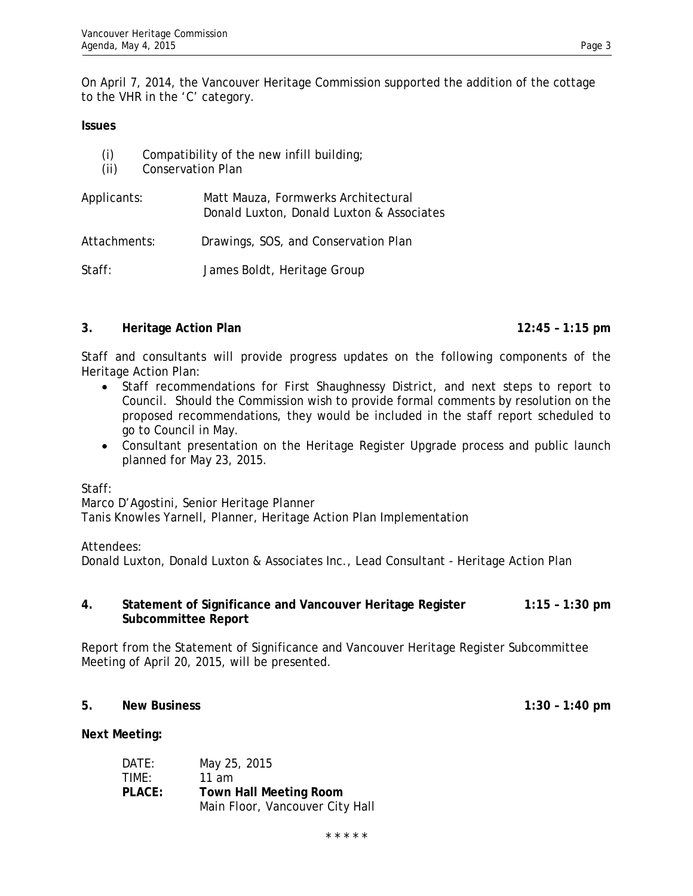On April 7, 2014, the Vancouver Heritage Commission supported the addition of the cottage to the VHR in the 'C' category.

**Issues**

(i) Compatibility of the new infill building;
(ii) Conservation Plan

Applicants: Matt Mauza, Formwerks Architectural
Donald Luxton, Donald Luxton & Associates

Attachments: Drawings, SOS, and Conservation Plan

Staff: James Boldt, Heritage Group

**3. Heritage Action Plan** **12:45 – 1:15 pm**

Staff and consultants will provide progress updates on the following components of the Heritage Action Plan:

- Staff recommendations for First Shaughnessy District, and next steps to report to Council. Should the Commission wish to provide formal comments by resolution on the proposed recommendations, they would be included in the staff report scheduled to go to Council in May.
- Consultant presentation on the Heritage Register Upgrade process and public launch planned for May 23, 2015.

Staff:
Marco D'Agostini, Senior Heritage Planner
Tanis Knowles Yarnell, Planner, Heritage Action Plan Implementation

Attendees:
Donald Luxton, Donald Luxton & Associates Inc., Lead Consultant - Heritage Action Plan

**4. Statement of Significance and Vancouver Heritage Register Subcommittee Report** **1:15 – 1:30 pm**

Report from the Statement of Significance and Vancouver Heritage Register Subcommittee Meeting of April 20, 2015, will be presented.

**5. New Business** **1:30 – 1:40 pm**

**Next Meeting:**

DATE: May 25, 2015
TIME: 11 am
**PLACE: Town Hall Meeting Room**
Main Floor, Vancouver City Hall

* * * * *